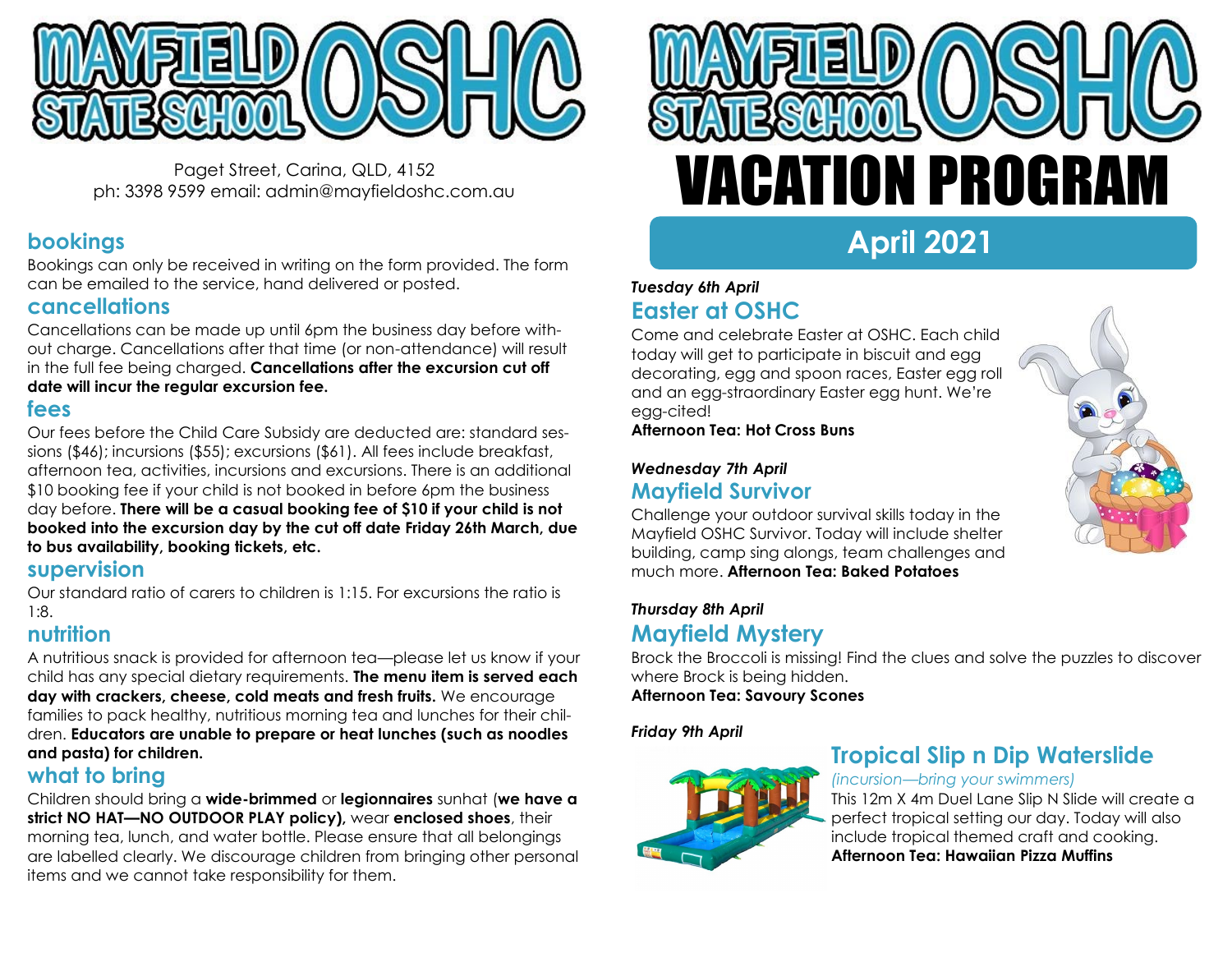# MAYFIELD STATE SCHOOL OSHC

Paget Street, Carina, QLD, 4152
ph: 3398 9599 email: admin@mayfieldoshc.com.au

## bookings

Bookings can only be received in writing on the form provided. The form can be emailed to the service, hand delivered or posted.

## cancellations

Cancellations can be made up until 6pm the business day before without charge. Cancellations after that time (or non-attendance) will result in the full fee being charged. **Cancellations after the excursion cut off date will incur the regular excursion fee.**

## fees

Our fees before the Child Care Subsidy are deducted are: standard sessions ($46); incursions ($55); excursions ($61). All fees include breakfast, afternoon tea, activities, incursions and excursions. There is an additional $10 booking fee if your child is not booked in before 6pm the business day before. **There will be a casual booking fee of $10 if your child is not booked into the excursion day by the cut off date Friday 26th March, due to bus availability, booking tickets, etc.**

## supervision

Our standard ratio of carers to children is 1:15. For excursions the ratio is 1:8.

## nutrition

A nutritious snack is provided for afternoon tea—please let us know if your child has any special dietary requirements. **The menu item is served each day with crackers, cheese, cold meats and fresh fruits.** We encourage families to pack healthy, nutritious morning tea and lunches for their children. **Educators are unable to prepare or heat lunches (such as noodles and pasta) for children.**

## what to bring

Children should bring a **wide-brimmed** or **legionnaires** sunhat (**we have a strict NO HAT—NO OUTDOOR PLAY policy),** wear **enclosed shoes**, their morning tea, lunch, and water bottle. Please ensure that all belongings are labelled clearly. We discourage children from bringing other personal items and we cannot take responsibility for them.

# MAYFIELD STATE SCHOOL OSHC VACATION PROGRAM

## April 2021

***Tuesday 6th April***

### Easter at OSHC

Come and celebrate Easter at OSHC. Each child today will get to participate in biscuit and egg decorating, egg and spoon races, Easter egg roll and an egg-straordinary Easter egg hunt. We're egg-cited!
**Afternoon Tea: Hot Cross Buns**

***Wednesday 7th April***

### Mayfield Survivor

Challenge your outdoor survival skills today in the Mayfield OSHC Survivor. Today will include shelter building, camp sing alongs, team challenges and much more. **Afternoon Tea: Baked Potatoes**

***Thursday 8th April***

### Mayfield Mystery

Brock the Broccoli is missing! Find the clues and solve the puzzles to discover where Brock is being hidden.
**Afternoon Tea: Savoury Scones**

***Friday 9th April***

### Tropical Slip n Dip Waterslide

*(incursion—bring your swimmers)*

This 12m X 4m Duel Lane Slip N Slide will create a perfect tropical setting our day. Today will also include tropical themed craft and cooking.
**Afternoon Tea: Hawaiian Pizza Muffins**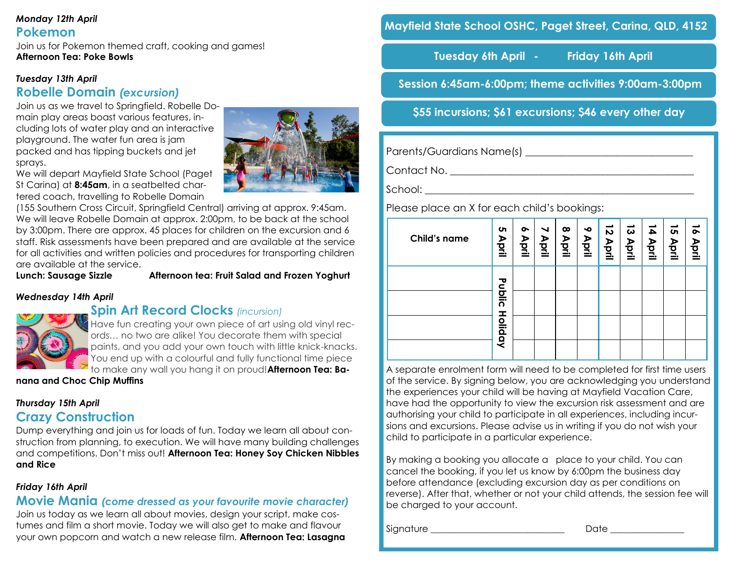*Monday 12th April*

## Pokemon

Join us for Pokemon themed craft, cooking and games!
**Afternoon Tea: Poke Bowls**

*Tuesday 13th April*

## Robelle Domain *(excursion)*

Join us as we travel to Springfield. Robelle Domain play areas boast various features, including lots of water play and an interactive playground. The water fun area is jam packed and has tipping buckets and jet sprays.
We will depart Mayfield State School (Paget St Carina) at **8:45am**, in a seatbelted chartered coach, travelling to Robelle Domain (155 Southern Cross Circuit, Springfield Central) arriving at approx. 9:45am. We will leave Robelle Domain at approx. 2:00pm, to be back at the school by 3:00pm. There are approx. 45 places for children on the excursion and 6 staff. Risk assessments have been prepared and are available at the service for all activities and written policies and procedures for transporting children are available at the service.
**Lunch: Sausage Sizzle** **Afternoon tea: Fruit Salad and Frozen Yoghurt**

*Wednesday 14th April*

## Spin Art Record Clocks *(incursion)*

Have fun creating your own piece of art using old vinyl records… no two are alike! You decorate them with special paints, and you add your own touch with little knick-knacks. You end up with a colourful and fully functional time piece to make any wall you hang it on proud! **Afternoon Tea: Banana and Choc Chip Muffins**

*Thursday 15th April*

## Crazy Construction

Dump everything and join us for loads of fun. Today we learn all about construction from planning, to execution. We will have many building challenges and competitions. Don't miss out! **Afternoon Tea: Honey Soy Chicken Nibbles and Rice**

*Friday 16th April*

## Movie Mania *(come dressed as your favourite movie character)*

Join us today as we learn all about movies, design your script, make costumes and film a short movie. Today we will also get to make and flavour your own popcorn and watch a new release film. **Afternoon Tea: Lasagna**

**Mayfield State School OSHC, Paget Street, Carina, QLD, 4152**

**Tuesday 6th April - Friday 16th April**

**Session 6:45am-6:00pm; theme activities 9:00am-3:00pm**

**$55 incursions; $61 excursions; $46 every other day**

Parents/Guardians Name(s) ______________________________

Contact No. ______________________________

School: ______________________________

Please place an X for each child's bookings:

| Child's name | 5 April | 6 April | 7 April | 8 April | 9 April | 12 April | 13 April | 14 April | 15 April | 16 April |
|---|---|---|---|---|---|---|---|---|---|---|
| | Public Holiday | | | | | | | | | |
| | | | | | | | | | | |
| | | | | | | | | | | |
| | | | | | | | | | | |

A separate enrolment form will need to be completed for first time users of the service. By signing below, you are acknowledging you understand the experiences your child will be having at Mayfield Vacation Care, have had the opportunity to view the excursion risk assessment and are authorising your child to participate in all experiences, including incursions and excursions. Please advise us in writing if you do not wish your child to participate in a particular experience.

By making a booking you allocate a place to your child. You can cancel the booking, if you let us know by 6:00pm the business day before attendance (excluding excursion day as per conditions on reverse). After that, whether or not your child attends, the session fee will be charged to your account.

Signature ______________________ Date ____________